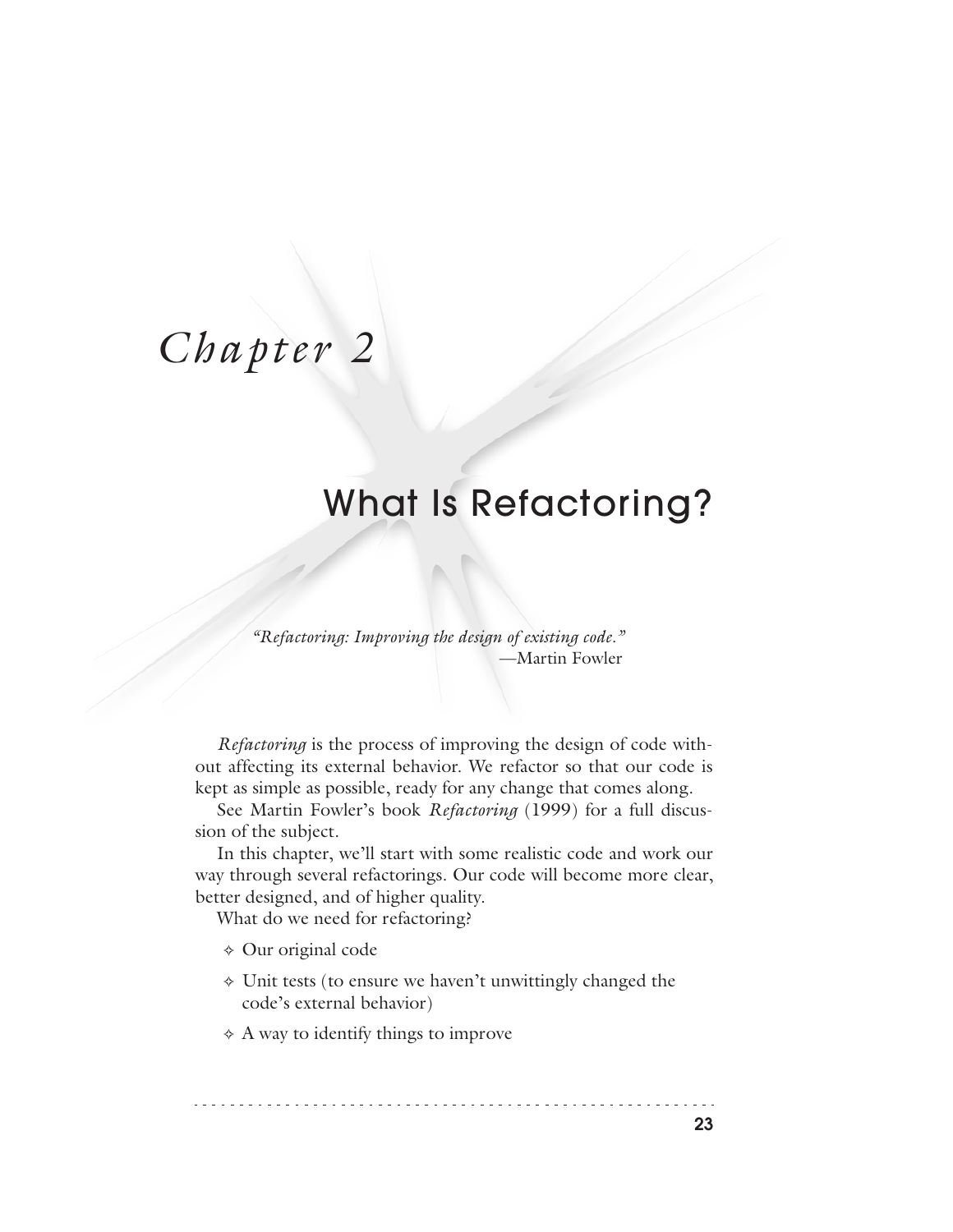# Chapter 2

## What Is Refactoring?

> *"Refactoring: Improving the design of existing code."*
> —Martin Fowler

*Refactoring* is the process of improving the design of code without affecting its external behavior. We refactor so that our code is kept as simple as possible, ready for any change that comes along.

See Martin Fowler's book *Refactoring* (1999) for a full discussion of the subject.

In this chapter, we'll start with some realistic code and work our way through several refactorings. Our code will become more clear, better designed, and of higher quality.

What do we need for refactoring?

- Our original code
- Unit tests (to ensure we haven't unwittingly changed the code's external behavior)
- A way to identify things to improve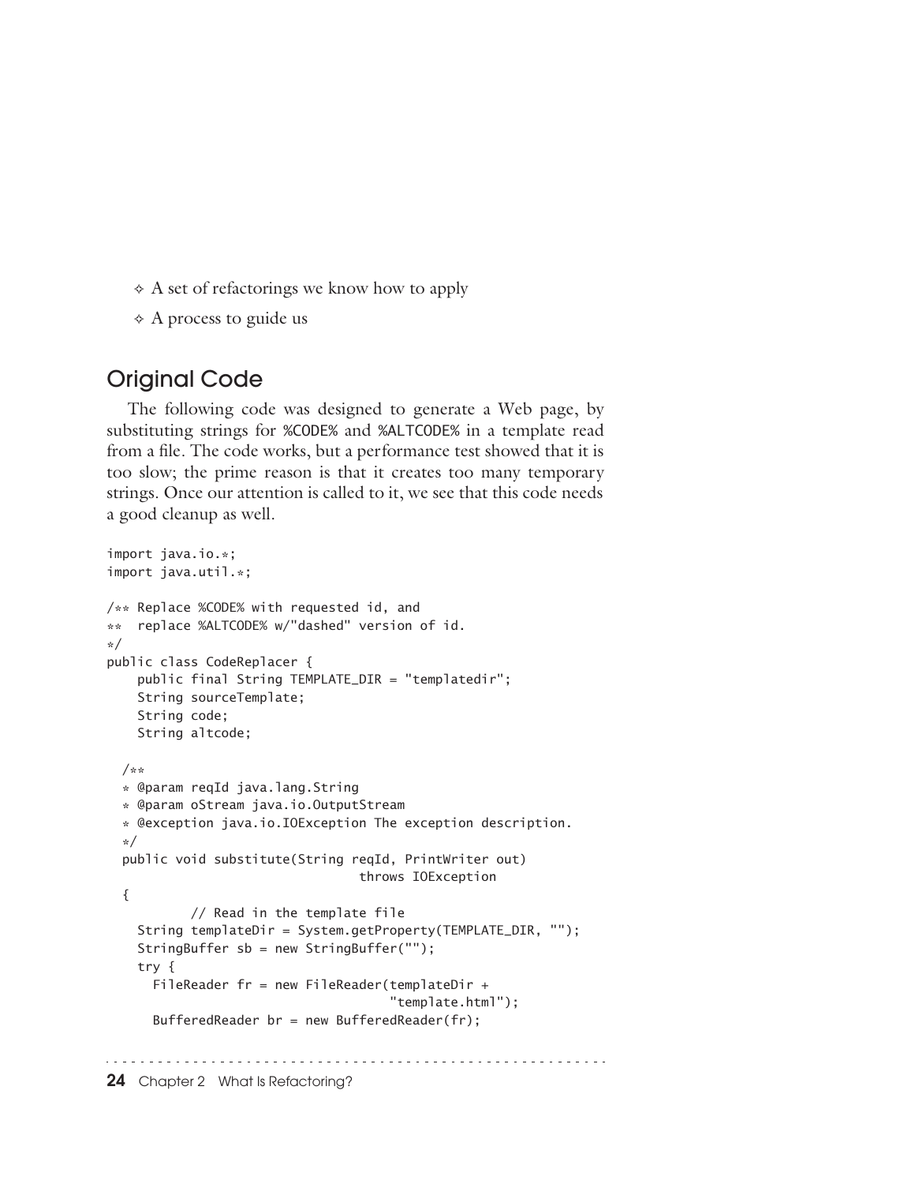- A set of refactorings we know how to apply
- A process to guide us

## Original Code

The following code was designed to generate a Web page, by substituting strings for `%CODE%` and `%ALTCODE%` in a template read from a file. The code works, but a performance test showed that it is too slow; the prime reason is that it creates too many temporary strings. Once our attention is called to it, we see that this code needs a good cleanup as well.

```
import java.io.*;
import java.util.*;

/** Replace %CODE% with requested id, and
**  replace %ALTCODE% w/"dashed" version of id.
*/
public class CodeReplacer {
    public final String TEMPLATE_DIR = "templatedir";
    String sourceTemplate;
    String code;
    String altcode;

  /**
  * @param reqId java.lang.String
  * @param oStream java.io.OutputStream
  * @exception java.io.IOException The exception description.
  */
  public void substitute(String reqId, PrintWriter out)
                               throws IOException
  {
          // Read in the template file
    String templateDir = System.getProperty(TEMPLATE_DIR, "");
    StringBuffer sb = new StringBuffer("");
    try {
      FileReader fr = new FileReader(templateDir +
                                   "template.html");
      BufferedReader br = new BufferedReader(fr);
```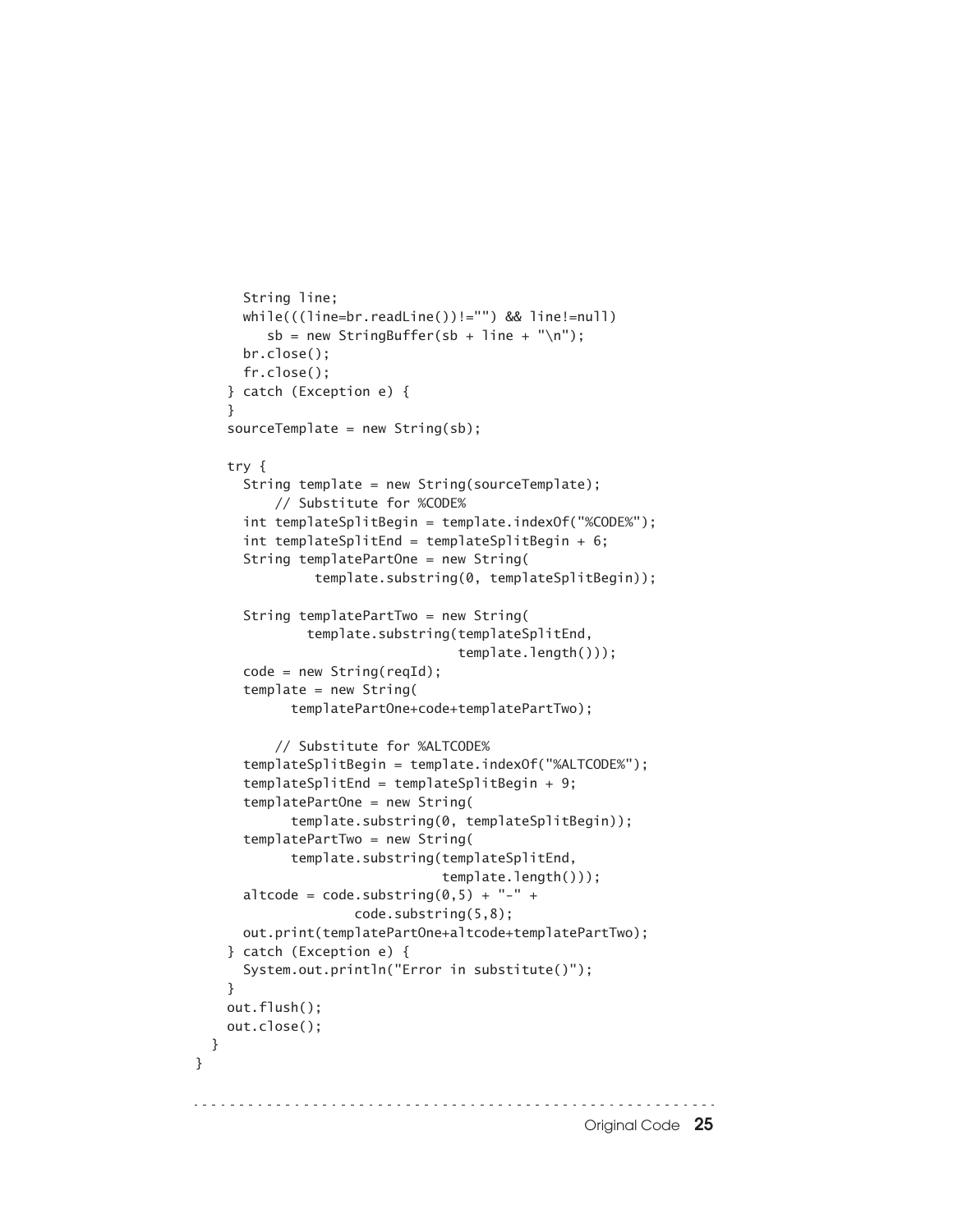```
      String line;
      while(((line=br.readLine())!="") && line!=null)
        sb = new StringBuffer(sb + line + "\n");
      br.close();
      fr.close();
    } catch (Exception e) {
    }
    sourceTemplate = new String(sb);

    try {
      String template = new String(sourceTemplate);
          // Substitute for %CODE%
      int templateSplitBegin = template.indexOf("%CODE%");
      int templateSplitEnd = templateSplitBegin + 6;
      String templatePartOne = new String(
              template.substring(0, templateSplitBegin));

      String templatePartTwo = new String(
             template.substring(templateSplitEnd,
                                template.length()));
      code = new String(reqId);
      template = new String(
            templatePartOne+code+templatePartTwo);

          // Substitute for %ALTCODE%
      templateSplitBegin = template.indexOf("%ALTCODE%");
      templateSplitEnd = templateSplitBegin + 9;
      templatePartOne = new String(
            template.substring(0, templateSplitBegin));
      templatePartTwo = new String(
            template.substring(templateSplitEnd,
                              template.length()));
      altcode = code.substring(0,5) + "-" +
                  code.substring(5,8);
      out.print(templatePartOne+altcode+templatePartTwo);
    } catch (Exception e) {
      System.out.println("Error in substitute()");
    }
    out.flush();
    out.close();
  }
}
```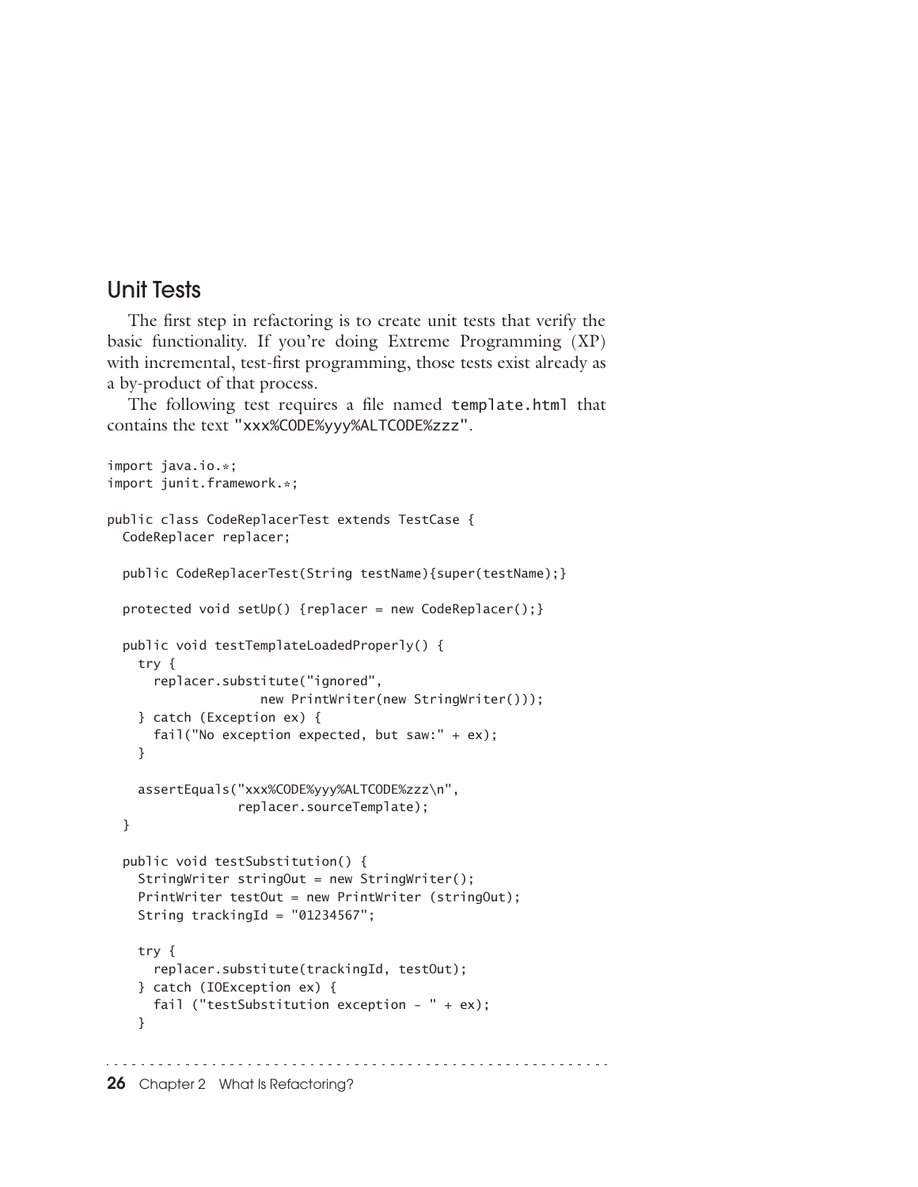## Unit Tests

The first step in refactoring is to create unit tests that verify the basic functionality. If you're doing Extreme Programming (XP) with incremental, test-first programming, those tests exist already as a by-product of that process.

The following test requires a file named `template.html` that contains the text `"xxx%CODE%yyy%ALTCODE%zzz"`.

```
import java.io.*;
import junit.framework.*;

public class CodeReplacerTest extends TestCase {
  CodeReplacer replacer;

  public CodeReplacerTest(String testName){super(testName);}

  protected void setUp() {replacer = new CodeReplacer();}

  public void testTemplateLoadedProperly() {
    try {
      replacer.substitute("ignored",
                   new PrintWriter(new StringWriter()));
    } catch (Exception ex) {
      fail("No exception expected, but saw:" + ex);
    }

    assertEquals("xxx%CODE%yyy%ALTCODE%zzz\n",
                 replacer.sourceTemplate);
  }

  public void testSubstitution() {
    StringWriter stringOut = new StringWriter();
    PrintWriter testOut = new PrintWriter (stringOut);
    String trackingId = "01234567";

    try {
      replacer.substitute(trackingId, testOut);
    } catch (IOException ex) {
      fail ("testSubstitution exception - " + ex);
    }
```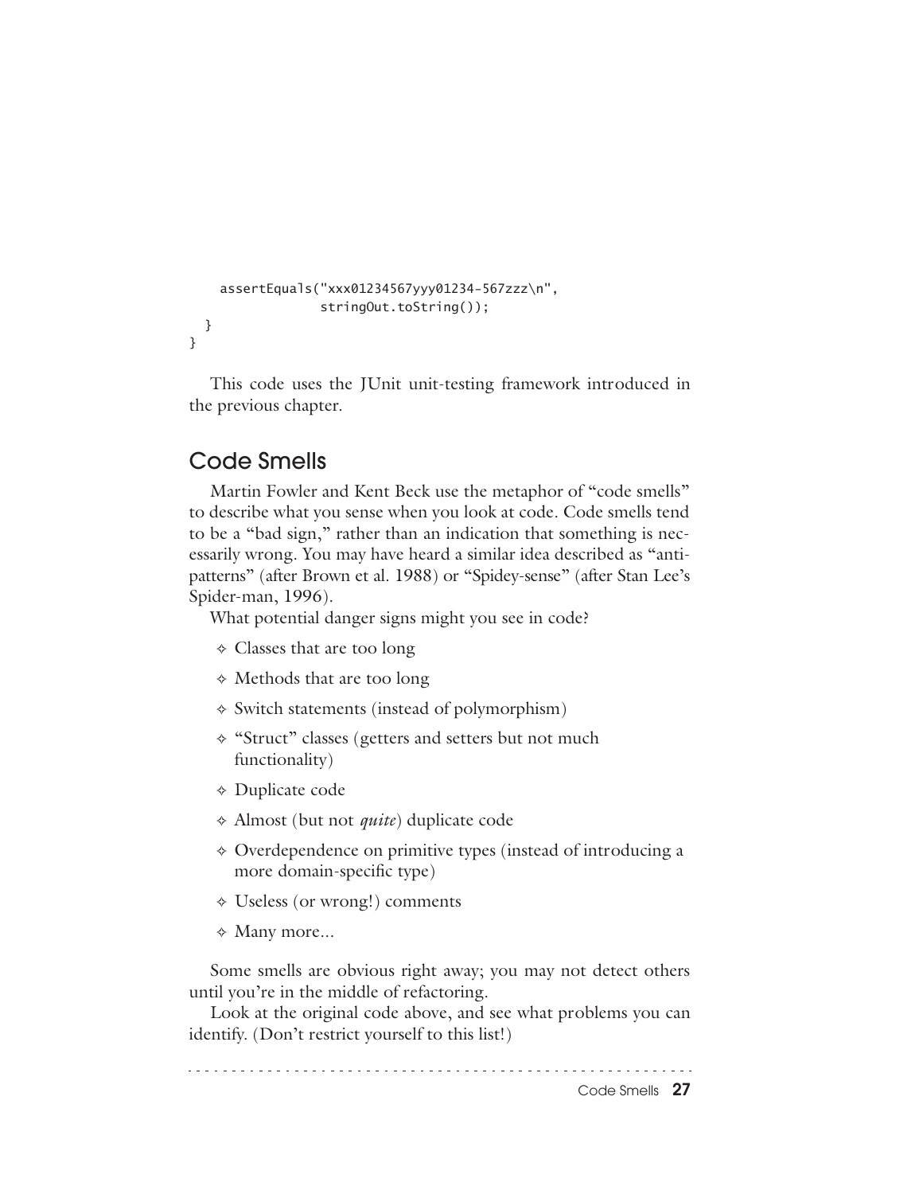```
    assertEquals("xxx01234567yyy01234-567zzz\n",
                 stringOut.toString());
  }
}
```

This code uses the JUnit unit-testing framework introduced in the previous chapter.

## Code Smells

Martin Fowler and Kent Beck use the metaphor of "code smells" to describe what you sense when you look at code. Code smells tend to be a "bad sign," rather than an indication that something is necessarily wrong. You may have heard a similar idea described as "antipatterns" (after Brown et al. 1988) or "Spidey-sense" (after Stan Lee's Spider-man, 1996).

What potential danger signs might you see in code?

- Classes that are too long
- Methods that are too long
- Switch statements (instead of polymorphism)
- "Struct" classes (getters and setters but not much functionality)
- Duplicate code
- Almost (but not *quite*) duplicate code
- Overdependence on primitive types (instead of introducing a more domain-specific type)
- Useless (or wrong!) comments
- Many more...

Some smells are obvious right away; you may not detect others until you're in the middle of refactoring.

Look at the original code above, and see what problems you can identify. (Don't restrict yourself to this list!)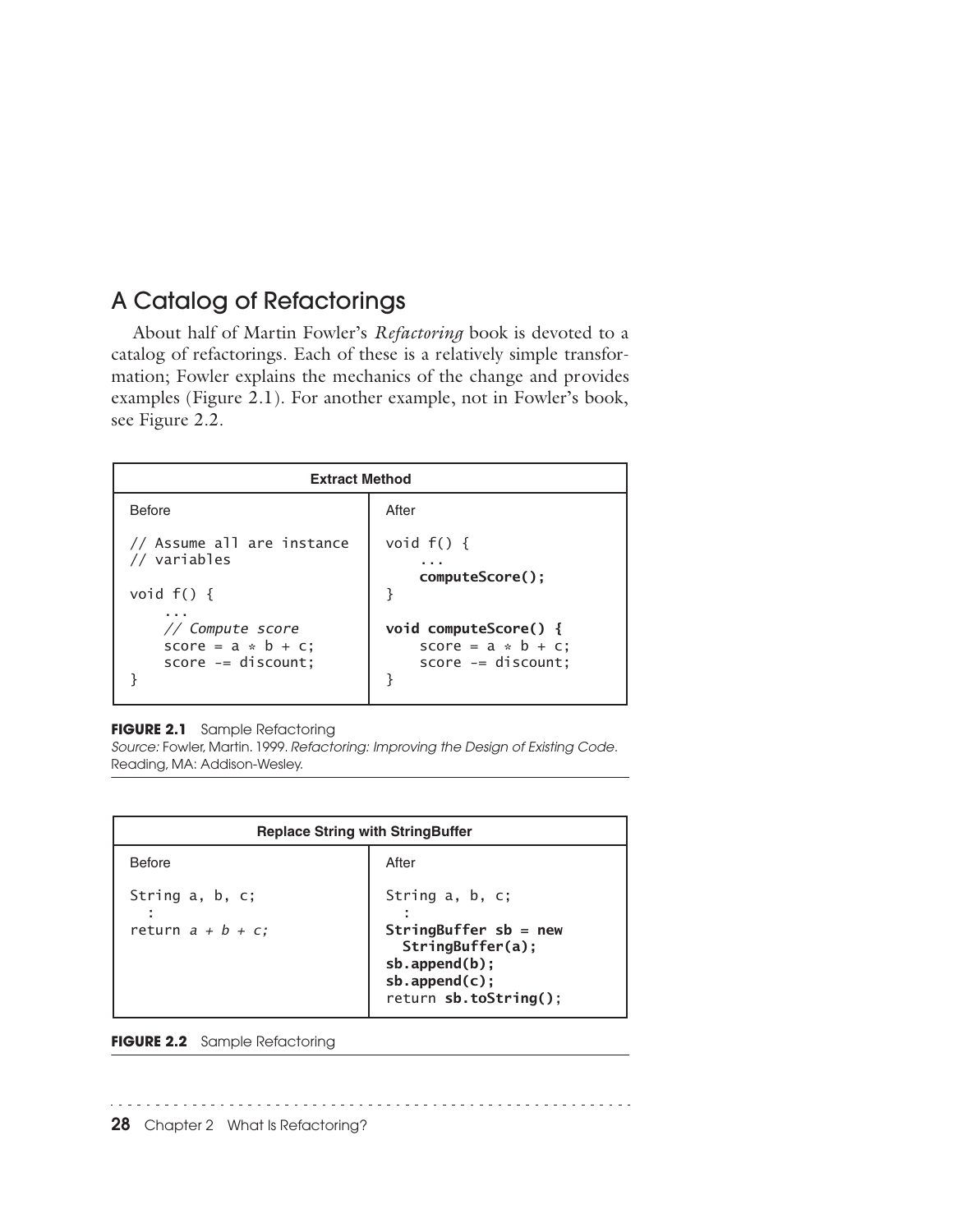## A Catalog of Refactorings

About half of Martin Fowler's *Refactoring* book is devoted to a catalog of refactorings. Each of these is a relatively simple transformation; Fowler explains the mechanics of the change and provides examples (Figure 2.1). For another example, not in Fowler's book, see Figure 2.2.

**Extract Method**

Before

```
// Assume all are instance
// variables

void f() {
    ...
    // Compute score
    score = a * b + c;
    score -= discount;
}
```

After

```
void f() {
    ...
    computeScore();
}

void computeScore() {
    score = a * b + c;
    score -= discount;
}
```

**FIGURE 2.1** Sample Refactoring
*Source:* Fowler, Martin. 1999. *Refactoring: Improving the Design of Existing Code*. Reading, MA: Addison-Wesley.

**Replace String with StringBuffer**

Before

```
String a, b, c;
  :
return a + b + c;
```

After

```
String a, b, c;
  :
StringBuffer sb = new
  StringBuffer(a);
sb.append(b);
sb.append(c);
return sb.toString();
```

**FIGURE 2.2** Sample Refactoring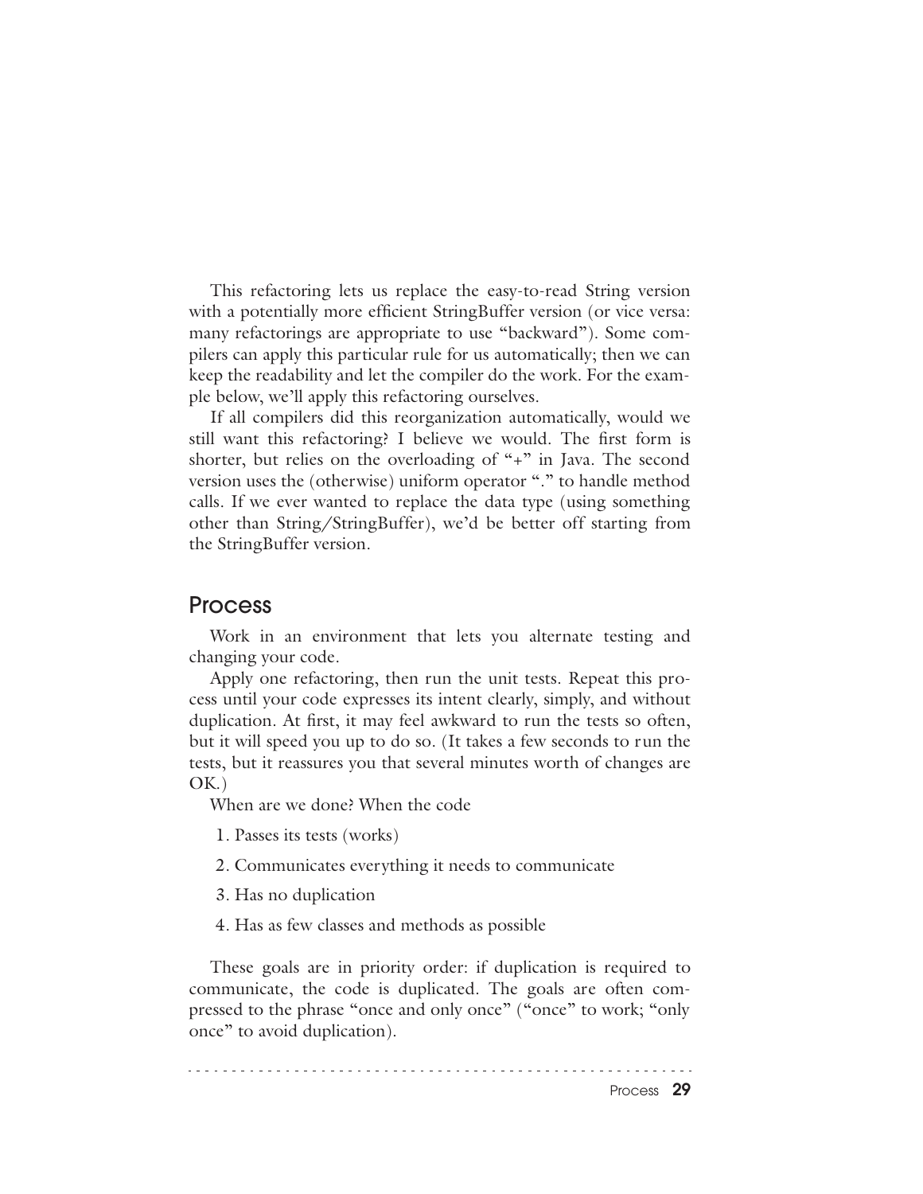This refactoring lets us replace the easy-to-read String version with a potentially more efficient StringBuffer version (or vice versa: many refactorings are appropriate to use "backward"). Some compilers can apply this particular rule for us automatically; then we can keep the readability and let the compiler do the work. For the example below, we'll apply this refactoring ourselves.

If all compilers did this reorganization automatically, would we still want this refactoring? I believe we would. The first form is shorter, but relies on the overloading of "+" in Java. The second version uses the (otherwise) uniform operator "." to handle method calls. If we ever wanted to replace the data type (using something other than String/StringBuffer), we'd be better off starting from the StringBuffer version.

## Process

Work in an environment that lets you alternate testing and changing your code.

Apply one refactoring, then run the unit tests. Repeat this process until your code expresses its intent clearly, simply, and without duplication. At first, it may feel awkward to run the tests so often, but it will speed you up to do so. (It takes a few seconds to run the tests, but it reassures you that several minutes worth of changes are OK.)

When are we done? When the code

1. Passes its tests (works)
2. Communicates everything it needs to communicate
3. Has no duplication
4. Has as few classes and methods as possible

These goals are in priority order: if duplication is required to communicate, the code is duplicated. The goals are often compressed to the phrase "once and only once" ("once" to work; "only once" to avoid duplication).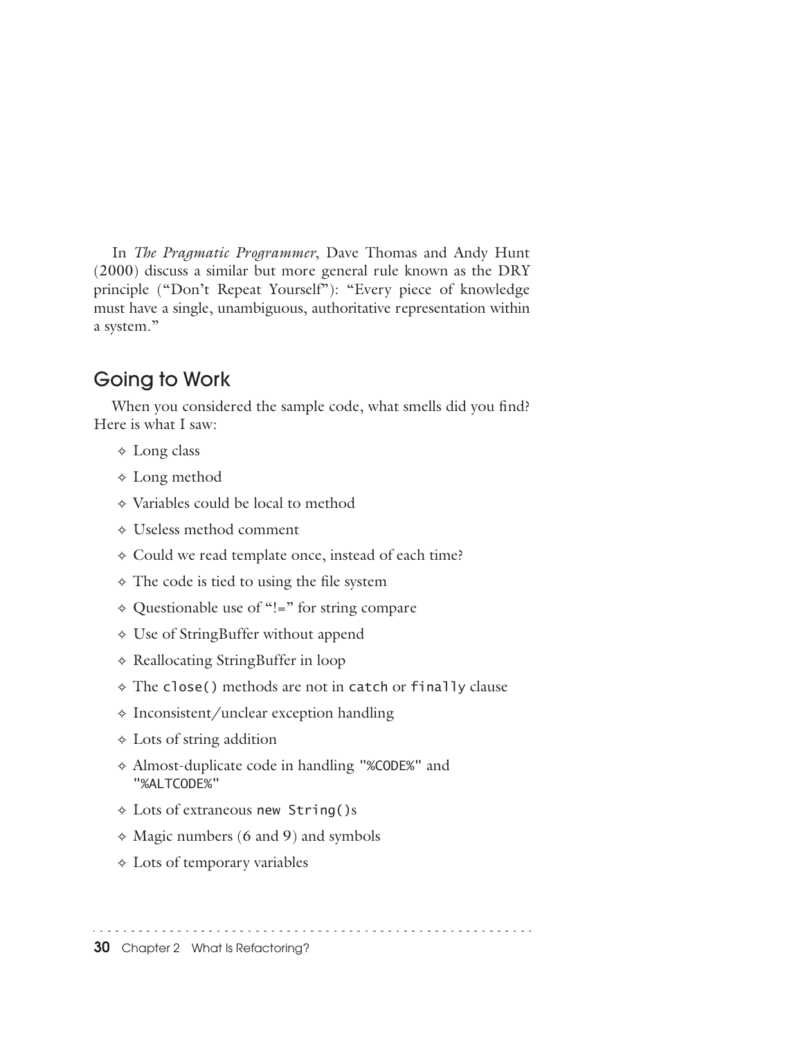In *The Pragmatic Programmer*, Dave Thomas and Andy Hunt (2000) discuss a similar but more general rule known as the DRY principle ("Don't Repeat Yourself"): "Every piece of knowledge must have a single, unambiguous, authoritative representation within a system."

## Going to Work

When you considered the sample code, what smells did you find? Here is what I saw:

- Long class
- Long method
- Variables could be local to method
- Useless method comment
- Could we read template once, instead of each time?
- The code is tied to using the file system
- Questionable use of "!=" for string compare
- Use of StringBuffer without append
- Reallocating StringBuffer in loop
- The `close()` methods are not in `catch` or `finally` clause
- Inconsistent/unclear exception handling
- Lots of string addition
- Almost-duplicate code in handling `"%CODE%"` and `"%ALTCODE%"`
- Lots of extraneous `new String()`s
- Magic numbers (6 and 9) and symbols
- Lots of temporary variables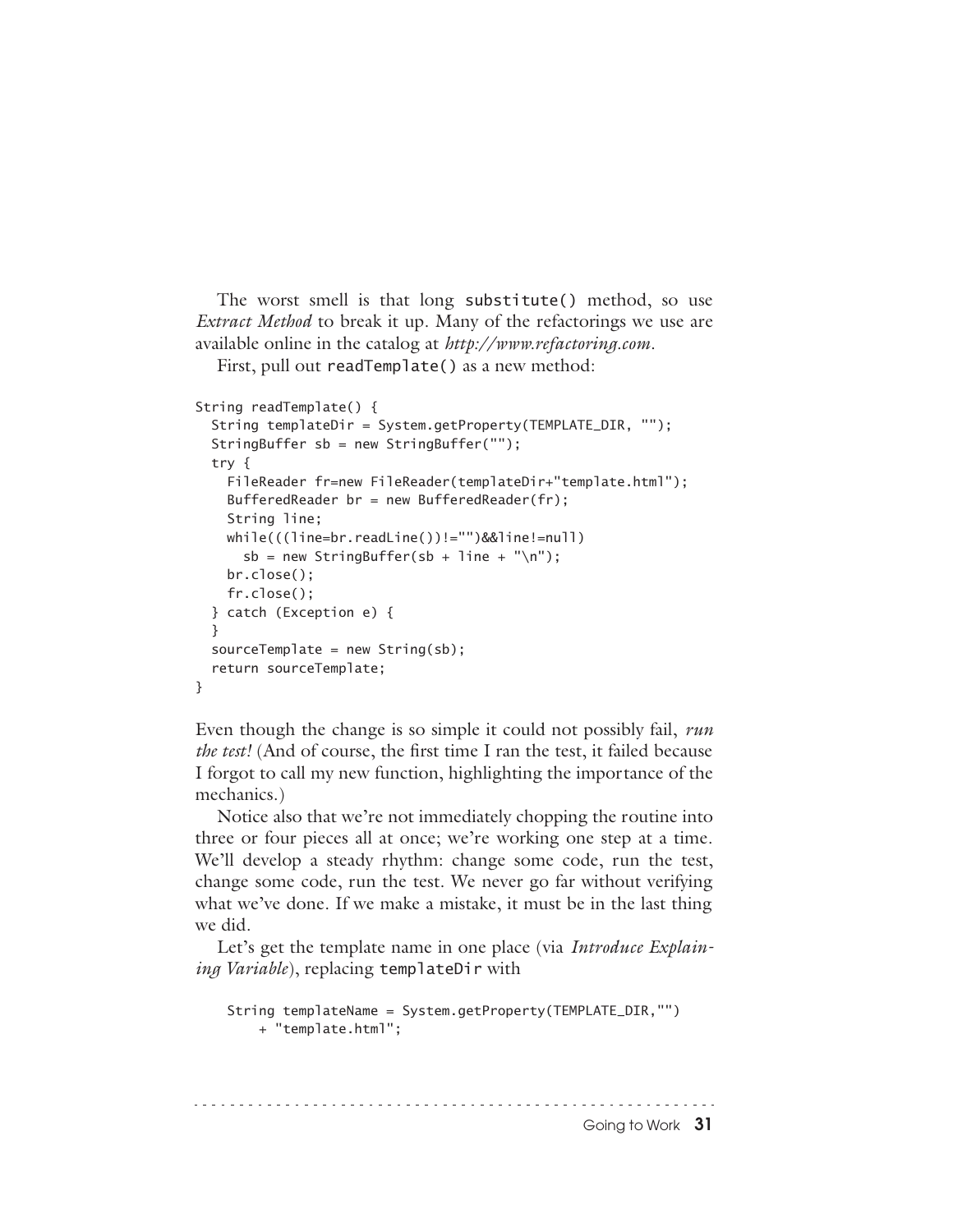The worst smell is that long `substitute()` method, so use *Extract Method* to break it up. Many of the refactorings we use are available online in the catalog at *http://www.refactoring.com*.

First, pull out `readTemplate()` as a new method:

```
String readTemplate() {
  String templateDir = System.getProperty(TEMPLATE_DIR, "");
  StringBuffer sb = new StringBuffer("");
  try {
    FileReader fr=new FileReader(templateDir+"template.html");
    BufferedReader br = new BufferedReader(fr);
    String line;
    while(((line=br.readLine())!="")&&line!=null)
      sb = new StringBuffer(sb + line + "\n");
    br.close();
    fr.close();
  } catch (Exception e) {
  }
  sourceTemplate = new String(sb);
  return sourceTemplate;
}
```

Even though the change is so simple it could not possibly fail, *run the test!* (And of course, the first time I ran the test, it failed because I forgot to call my new function, highlighting the importance of the mechanics.)

Notice also that we're not immediately chopping the routine into three or four pieces all at once; we're working one step at a time. We'll develop a steady rhythm: change some code, run the test, change some code, run the test. We never go far without verifying what we've done. If we make a mistake, it must be in the last thing we did.

Let's get the template name in one place (via *Introduce Explaining Variable*), replacing `templateDir` with

```
    String templateName = System.getProperty(TEMPLATE_DIR,"")
        + "template.html";
```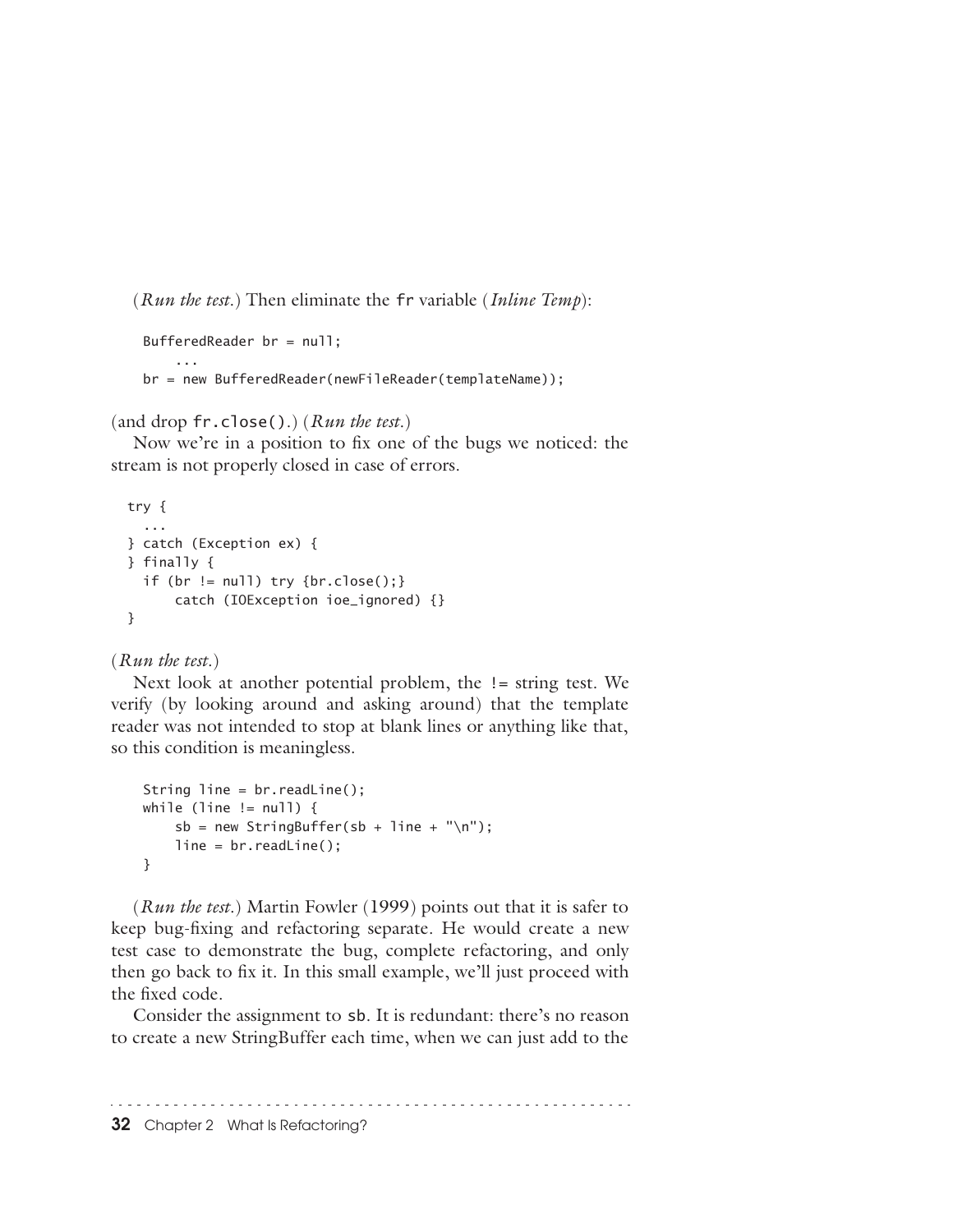(*Run the test.*) Then eliminate the `fr` variable (*Inline Temp*):

```
BufferedReader br = null;
    ...
br = new BufferedReader(newFileReader(templateName));
```

(and drop `fr.close()`.) (*Run the test.*)

Now we're in a position to fix one of the bugs we noticed: the stream is not properly closed in case of errors.

```
try {
  ...
} catch (Exception ex) {
} finally {
  if (br != null) try {br.close();}
      catch (IOException ioe_ignored) {}
}
```

(*Run the test.*)

Next look at another potential problem, the != string test. We verify (by looking around and asking around) that the template reader was not intended to stop at blank lines or anything like that, so this condition is meaningless.

```
String line = br.readLine();
while (line != null) {
    sb = new StringBuffer(sb + line + "\n");
    line = br.readLine();
}
```

(*Run the test.*) Martin Fowler (1999) points out that it is safer to keep bug-fixing and refactoring separate. He would create a new test case to demonstrate the bug, complete refactoring, and only then go back to fix it. In this small example, we'll just proceed with the fixed code.

Consider the assignment to `sb`. It is redundant: there's no reason to create a new StringBuffer each time, when we can just add to the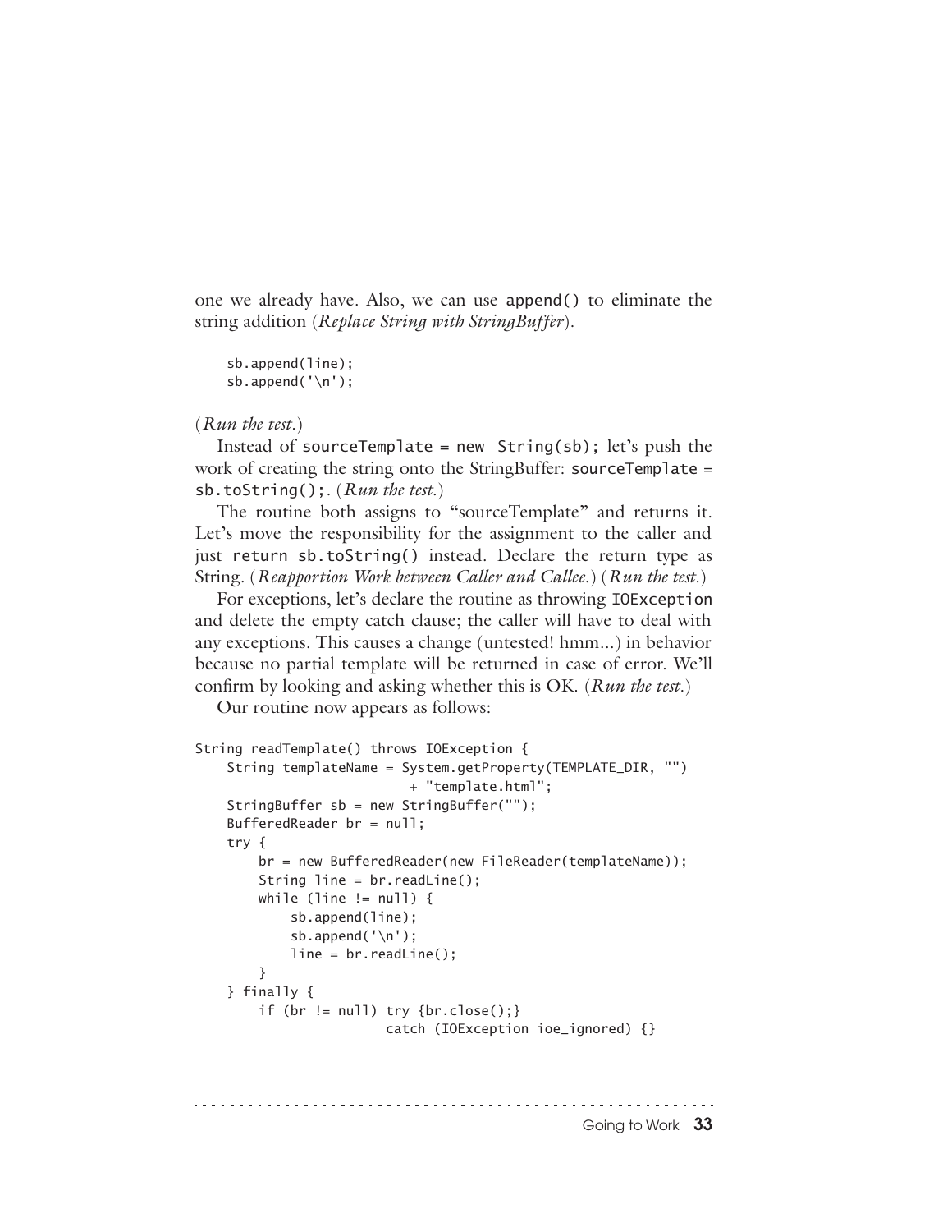one we already have. Also, we can use `append()` to eliminate the string addition (*Replace String with StringBuffer*).

```
sb.append(line);
sb.append('\n');
```

(*Run the test.*)

Instead of `sourceTemplate = new String(sb);` let's push the work of creating the string onto the StringBuffer: `sourceTemplate = sb.toString();`. (*Run the test.*)

The routine both assigns to "sourceTemplate" and returns it. Let's move the responsibility for the assignment to the caller and just `return sb.toString()` instead. Declare the return type as String. (*Reapportion Work between Caller and Callee.*) (*Run the test.*)

For exceptions, let's declare the routine as throwing `IOException` and delete the empty catch clause; the caller will have to deal with any exceptions. This causes a change (untested! hmm...) in behavior because no partial template will be returned in case of error. We'll confirm by looking and asking whether this is OK. (*Run the test.*)

Our routine now appears as follows:

```
String readTemplate() throws IOException {
    String templateName = System.getProperty(TEMPLATE_DIR, "")
                          + "template.html";
    StringBuffer sb = new StringBuffer("");
    BufferedReader br = null;
    try {
        br = new BufferedReader(new FileReader(templateName));
        String line = br.readLine();
        while (line != null) {
            sb.append(line);
            sb.append('\n');
            line = br.readLine();
        }
    } finally {
        if (br != null) try {br.close();}
                        catch (IOException ioe_ignored) {}
```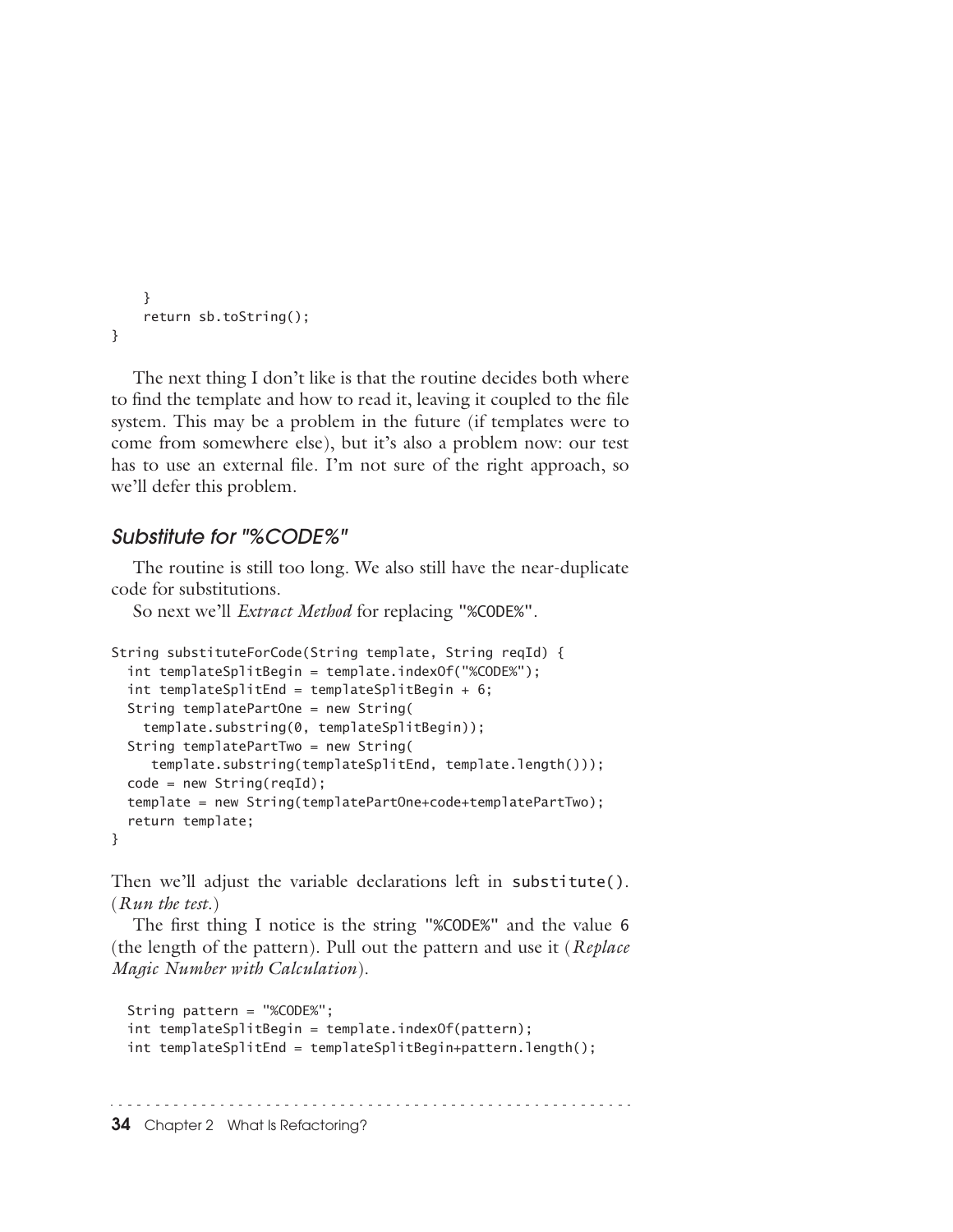```
    }
    return sb.toString();
}
```

The next thing I don't like is that the routine decides both where to find the template and how to read it, leaving it coupled to the file system. This may be a problem in the future (if templates were to come from somewhere else), but it's also a problem now: our test has to use an external file. I'm not sure of the right approach, so we'll defer this problem.

### Substitute for "%CODE%"

The routine is still too long. We also still have the near-duplicate code for substitutions.

So next we'll *Extract Method* for replacing "%CODE%".

```
String substituteForCode(String template, String reqId) {
  int templateSplitBegin = template.indexOf("%CODE%");
  int templateSplitEnd = templateSplitBegin + 6;
  String templatePartOne = new String(
    template.substring(0, templateSplitBegin));
  String templatePartTwo = new String(
     template.substring(templateSplitEnd, template.length()));
  code = new String(reqId);
  template = new String(templatePartOne+code+templatePartTwo);
  return template;
}
```

Then we'll adjust the variable declarations left in substitute(). (*Run the test.*)

The first thing I notice is the string "%CODE%" and the value 6 (the length of the pattern). Pull out the pattern and use it (*Replace Magic Number with Calculation*).

```
  String pattern = "%CODE%";
  int templateSplitBegin = template.indexOf(pattern);
  int templateSplitEnd = templateSplitBegin+pattern.length();
```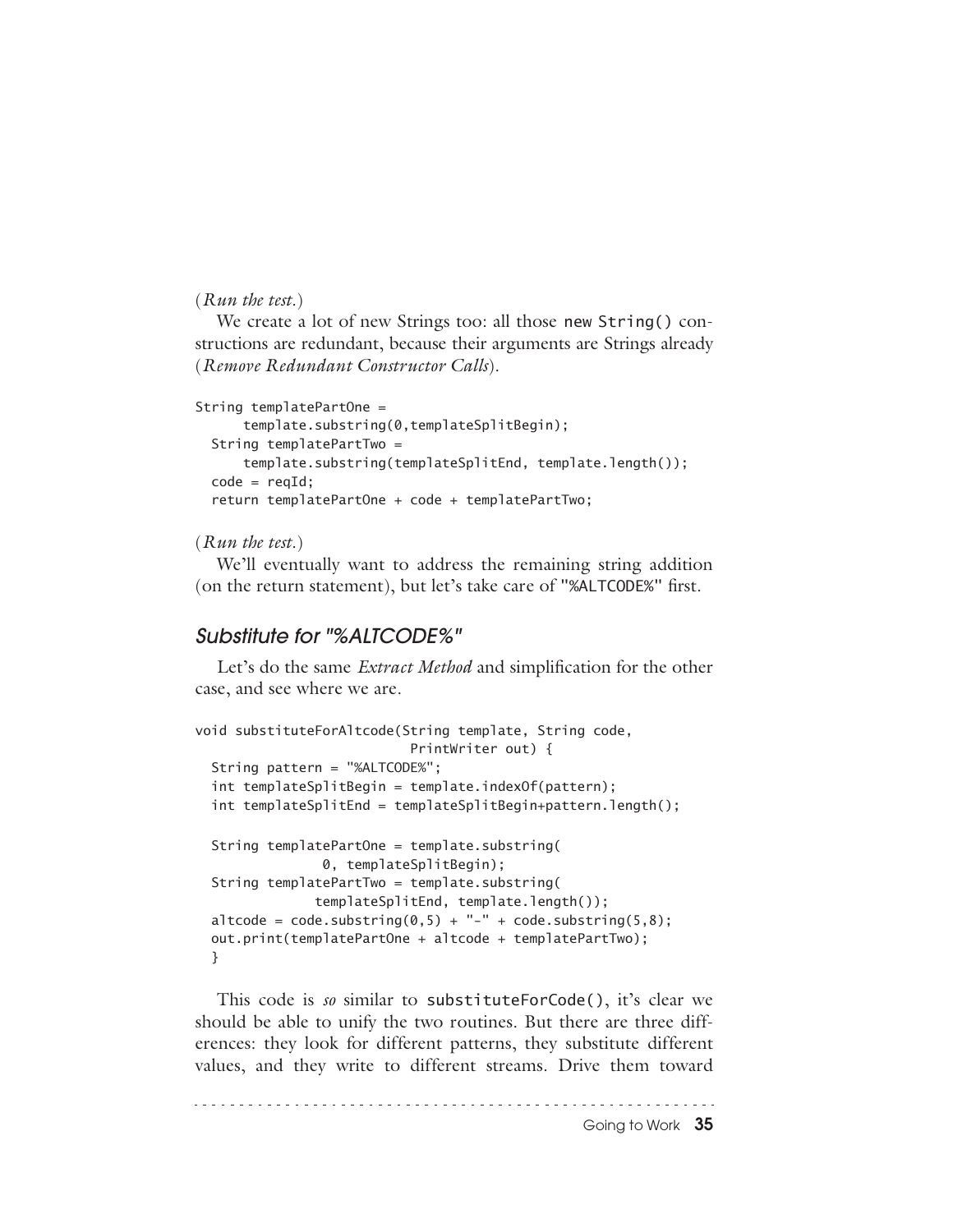(*Run the test.*)

We create a lot of new Strings too: all those `new String()` constructions are redundant, because their arguments are Strings already (*Remove Redundant Constructor Calls*).

```
String templatePartOne =
      template.substring(0,templateSplitBegin);
  String templatePartTwo =
      template.substring(templateSplitEnd, template.length());
  code = reqId;
  return templatePartOne + code + templatePartTwo;
```

(*Run the test.*)

We'll eventually want to address the remaining string addition (on the return statement), but let's take care of `"%ALTCODE%"` first.

## Substitute for "%ALTCODE%"

Let's do the same *Extract Method* and simplification for the other case, and see where we are.

```
void substituteForAltcode(String template, String code,
                          PrintWriter out) {
  String pattern = "%ALTCODE%";
  int templateSplitBegin = template.indexOf(pattern);
  int templateSplitEnd = templateSplitBegin+pattern.length();

  String templatePartOne = template.substring(
              0, templateSplitBegin);
  String templatePartTwo = template.substring(
             templateSplitEnd, template.length());
  altcode = code.substring(0,5) + "-" + code.substring(5,8);
  out.print(templatePartOne + altcode + templatePartTwo);
  }
```

This code is *so* similar to `substituteForCode()`, it's clear we should be able to unify the two routines. But there are three differences: they look for different patterns, they substitute different values, and they write to different streams. Drive them toward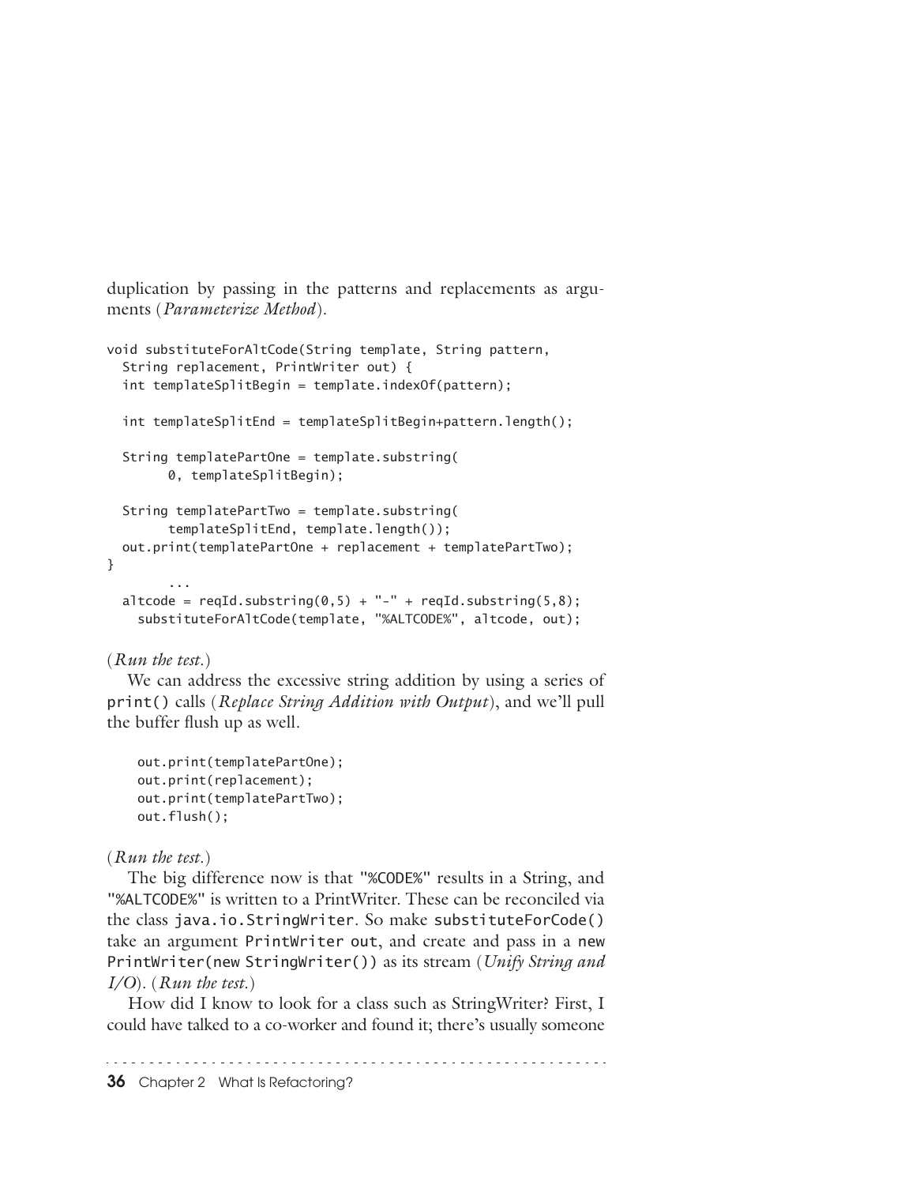duplication by passing in the patterns and replacements as arguments (*Parameterize Method*).

```
void substituteForAltCode(String template, String pattern,
  String replacement, PrintWriter out) {
  int templateSplitBegin = template.indexOf(pattern);

  int templateSplitEnd = templateSplitBegin+pattern.length();

  String templatePartOne = template.substring(
        0, templateSplitBegin);

  String templatePartTwo = template.substring(
        templateSplitEnd, template.length());
  out.print(templatePartOne + replacement + templatePartTwo);
}
        ...
  altcode = reqId.substring(0,5) + "-" + reqId.substring(5,8);
    substituteForAltCode(template, "%ALTCODE%", altcode, out);
```

(*Run the test.*)

We can address the excessive string addition by using a series of `print()` calls (*Replace String Addition with Output*), and we'll pull the buffer flush up as well.

```
    out.print(templatePartOne);
    out.print(replacement);
    out.print(templatePartTwo);
    out.flush();
```

(*Run the test.*)

The big difference now is that `"%CODE%"` results in a String, and `"%ALTCODE%"` is written to a PrintWriter. These can be reconciled via the class `java.io.StringWriter`. So make `substituteForCode()` take an argument `PrintWriter out`, and create and pass in a `new PrintWriter(new StringWriter())` as its stream (*Unify String and I/O*). (*Run the test.*)

How did I know to look for a class such as StringWriter? First, I could have talked to a co-worker and found it; there's usually someone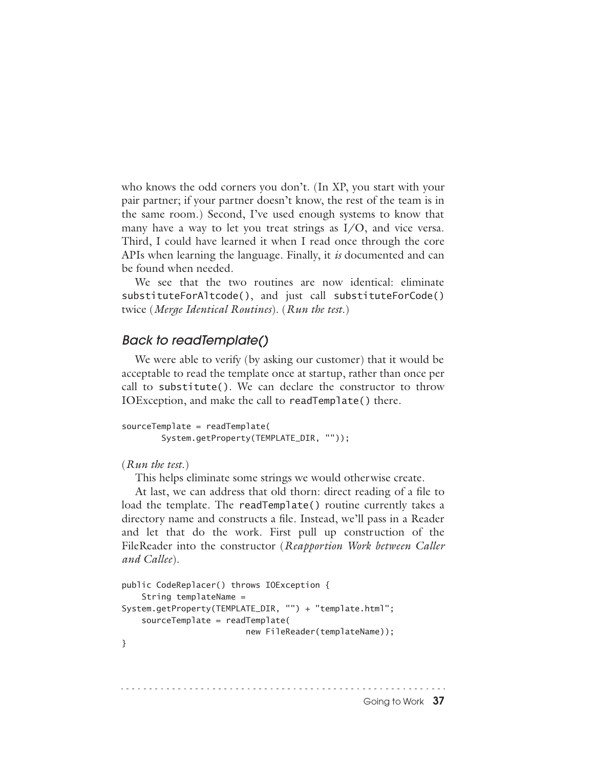who knows the odd corners you don't. (In XP, you start with your pair partner; if your partner doesn't know, the rest of the team is in the same room.) Second, I've used enough systems to know that many have a way to let you treat strings as I/O, and vice versa. Third, I could have learned it when I read once through the core APIs when learning the language. Finally, it *is* documented and can be found when needed.

We see that the two routines are now identical: eliminate `substituteForAltcode()`, and just call `substituteForCode()` twice (*Merge Identical Routines*). (*Run the test.*)

### *Back to readTemplate()*

We were able to verify (by asking our customer) that it would be acceptable to read the template once at startup, rather than once per call to `substitute()`. We can declare the constructor to throw IOException, and make the call to `readTemplate()` there.

```
sourceTemplate = readTemplate(
        System.getProperty(TEMPLATE_DIR, ""));
```

(*Run the test.*)

This helps eliminate some strings we would otherwise create.

At last, we can address that old thorn: direct reading of a file to load the template. The `readTemplate()` routine currently takes a directory name and constructs a file. Instead, we'll pass in a Reader and let that do the work. First pull up construction of the FileReader into the constructor (*Reapportion Work between Caller and Callee*).

```
public CodeReplacer() throws IOException {
    String templateName =
System.getProperty(TEMPLATE_DIR, "") + "template.html";
    sourceTemplate = readTemplate(
                        new FileReader(templateName));
}
```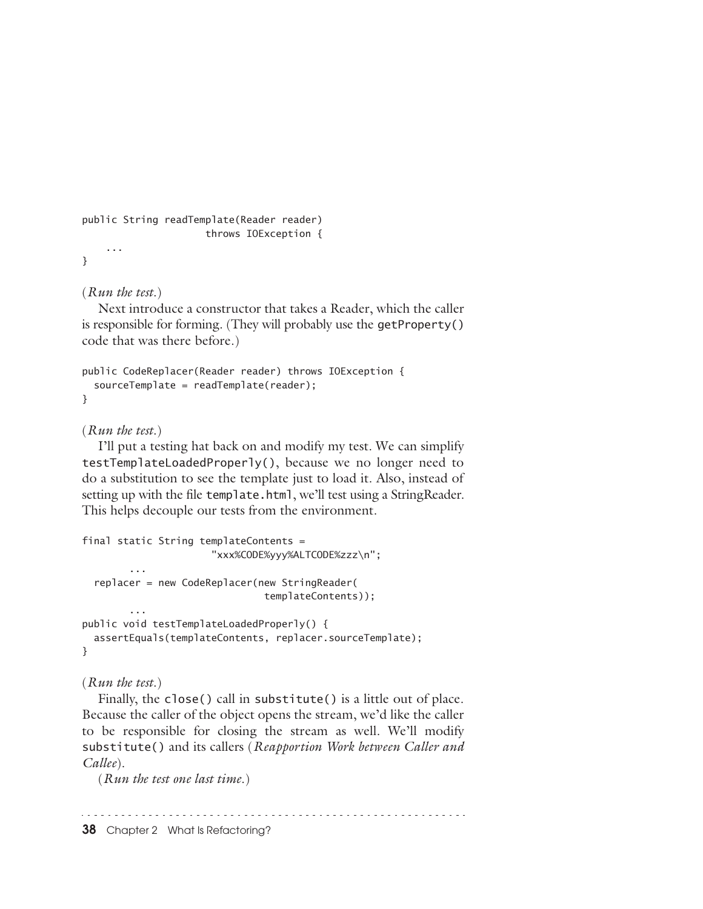```
public String readTemplate(Reader reader)
                    throws IOException {
    ...
}
```

(*Run the test.*)

Next introduce a constructor that takes a Reader, which the caller is responsible for forming. (They will probably use the getProperty() code that was there before.)

```
public CodeReplacer(Reader reader) throws IOException {
  sourceTemplate = readTemplate(reader);
}
```

(*Run the test.*)

I'll put a testing hat back on and modify my test. We can simplify testTemplateLoadedProperly(), because we no longer need to do a substitution to see the template just to load it. Also, instead of setting up with the file template.html, we'll test using a StringReader. This helps decouple our tests from the environment.

```
final static String templateContents =
                    "xxx%CODE%yyy%ALTCODE%zzz\n";
        ...
  replacer = new CodeReplacer(new StringReader(
                              templateContents));
        ...
public void testTemplateLoadedProperly() {
  assertEquals(templateContents, replacer.sourceTemplate);
}
```

(*Run the test.*)

Finally, the close() call in substitute() is a little out of place. Because the caller of the object opens the stream, we'd like the caller to be responsible for closing the stream as well. We'll modify substitute() and its callers (*Reapportion Work between Caller and Callee*).

(*Run the test one last time.*)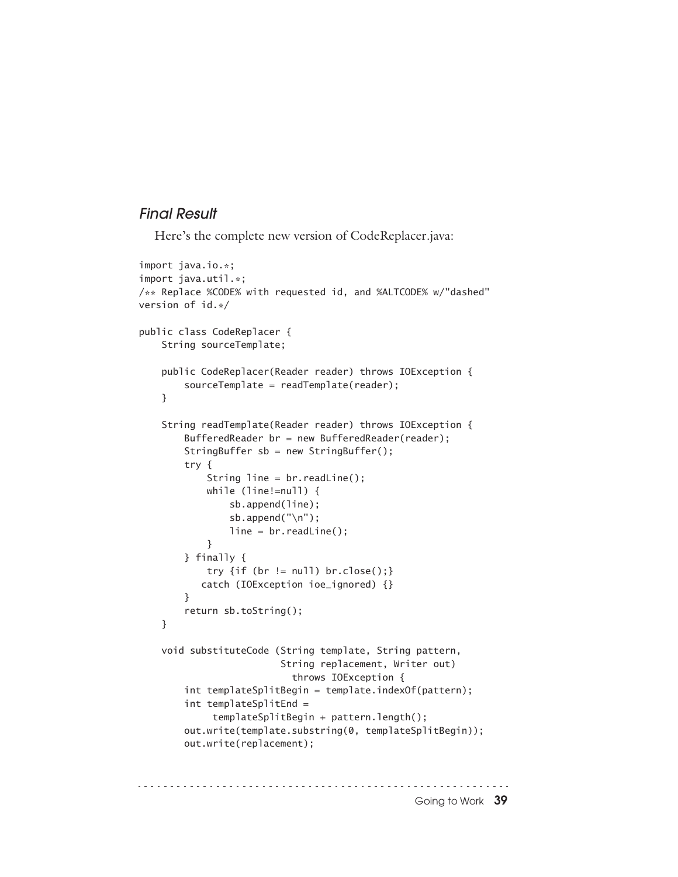### *Final Result*

Here's the complete new version of CodeReplacer.java:

```
import java.io.*;
import java.util.*;
/** Replace %CODE% with requested id, and %ALTCODE% w/"dashed"
version of id.*/

public class CodeReplacer {
    String sourceTemplate;

    public CodeReplacer(Reader reader) throws IOException {
        sourceTemplate = readTemplate(reader);
    }

    String readTemplate(Reader reader) throws IOException {
        BufferedReader br = new BufferedReader(reader);
        StringBuffer sb = new StringBuffer();
        try {
            String line = br.readLine();
            while (line!=null) {
                sb.append(line);
                sb.append("\n");
                line = br.readLine();
            }
        } finally {
            try {if (br != null) br.close();}
           catch (IOException ioe_ignored) {}
        }
        return sb.toString();
    }

    void substituteCode (String template, String pattern,
                         String replacement, Writer out)
                           throws IOException {
        int templateSplitBegin = template.indexOf(pattern);
        int templateSplitEnd =
             templateSplitBegin + pattern.length();
        out.write(template.substring(0, templateSplitBegin));
        out.write(replacement);
```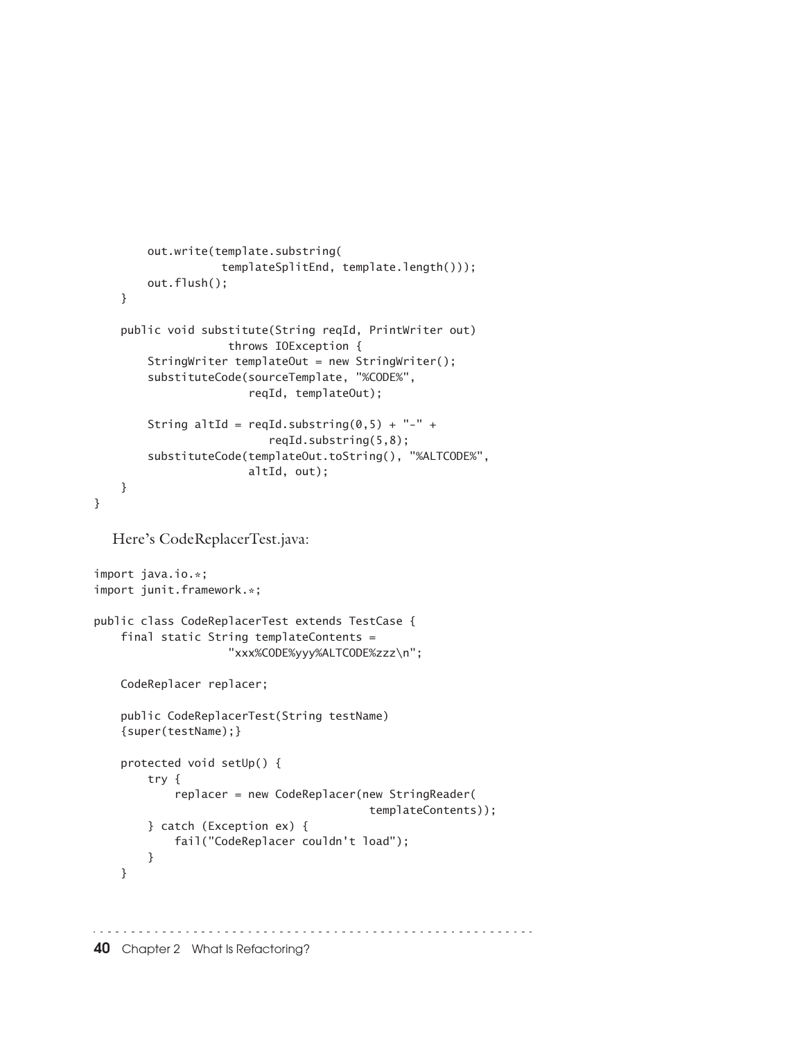```
        out.write(template.substring(
                   templateSplitEnd, template.length()));
        out.flush();
    }

    public void substitute(String reqId, PrintWriter out)
                    throws IOException {
        StringWriter templateOut = new StringWriter();
        substituteCode(sourceTemplate, "%CODE%",
                       reqId, templateOut);

        String altId = reqId.substring(0,5) + "-" +
                          reqId.substring(5,8);
        substituteCode(templateOut.toString(), "%ALTCODE%",
                       altId, out);
    }
}
```

Here's CodeReplacerTest.java:

```
import java.io.*;
import junit.framework.*;

public class CodeReplacerTest extends TestCase {
    final static String templateContents =
                    "xxx%CODE%yyy%ALTCODE%zzz\n";

    CodeReplacer replacer;

    public CodeReplacerTest(String testName)
    {super(testName);}

    protected void setUp() {
        try {
            replacer = new CodeReplacer(new StringReader(
                                      templateContents));
        } catch (Exception ex) {
            fail("CodeReplacer couldn't load");
        }
    }
```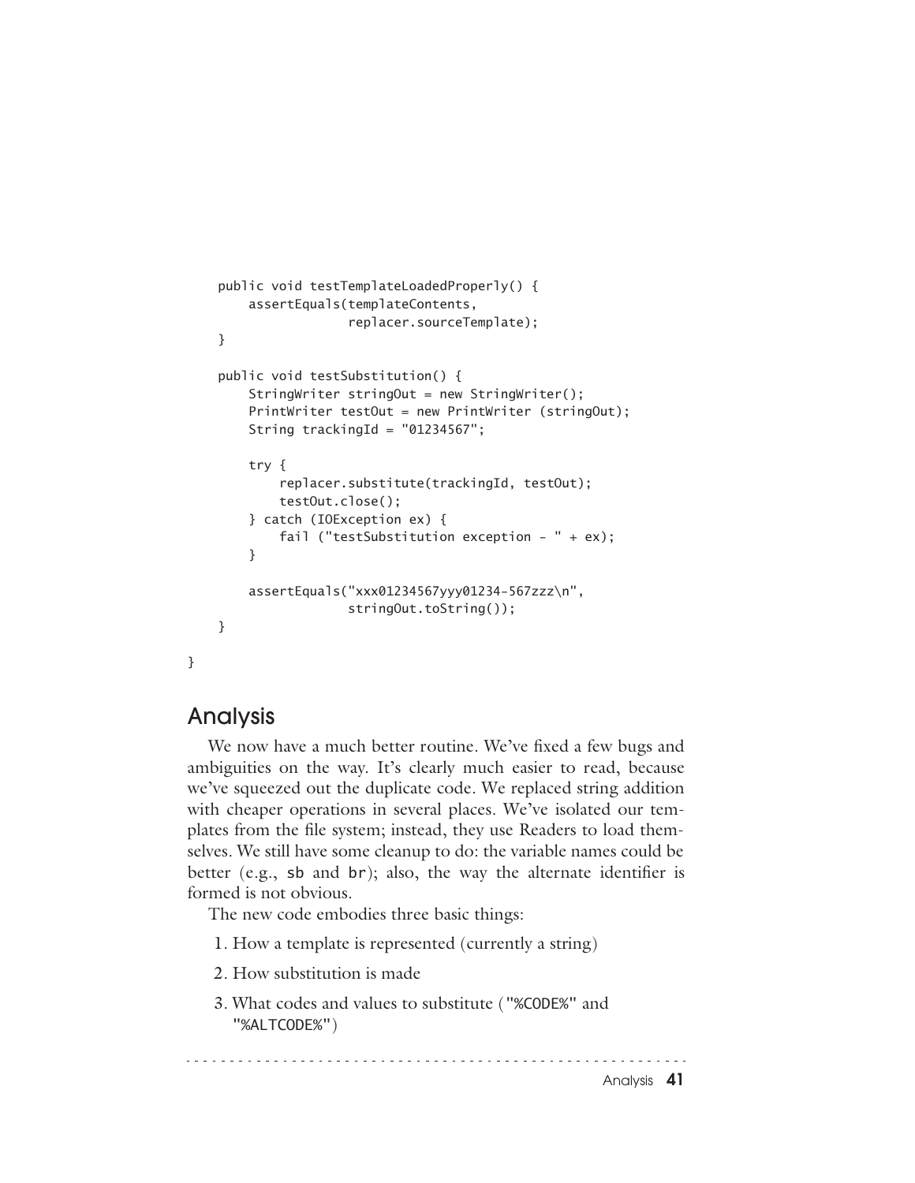```
    public void testTemplateLoadedProperly() {
        assertEquals(templateContents,
                     replacer.sourceTemplate);
    }

    public void testSubstitution() {
        StringWriter stringOut = new StringWriter();
        PrintWriter testOut = new PrintWriter (stringOut);
        String trackingId = "01234567";

        try {
            replacer.substitute(trackingId, testOut);
            testOut.close();
        } catch (IOException ex) {
            fail ("testSubstitution exception - " + ex);
        }

        assertEquals("xxx01234567yyy01234-567zzz\n",
                     stringOut.toString());
    }

}
```

## Analysis

We now have a much better routine. We've fixed a few bugs and ambiguities on the way. It's clearly much easier to read, because we've squeezed out the duplicate code. We replaced string addition with cheaper operations in several places. We've isolated our templates from the file system; instead, they use Readers to load themselves. We still have some cleanup to do: the variable names could be better (e.g., `sb` and `br`); also, the way the alternate identifier is formed is not obvious.

The new code embodies three basic things:

1. How a template is represented (currently a string)
2. How substitution is made
3. What codes and values to substitute (`"%CODE%"` and `"%ALTCODE%"`)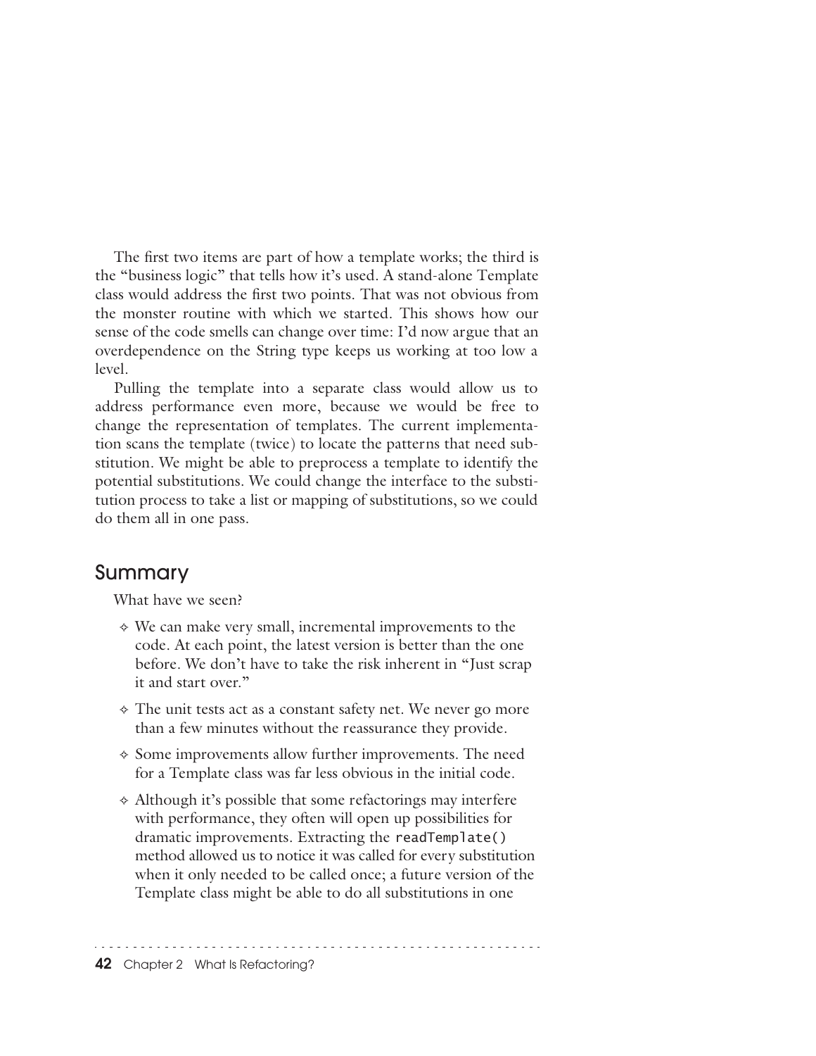The first two items are part of how a template works; the third is the "business logic" that tells how it's used. A stand-alone Template class would address the first two points. That was not obvious from the monster routine with which we started. This shows how our sense of the code smells can change over time: I'd now argue that an overdependence on the String type keeps us working at too low a level.

Pulling the template into a separate class would allow us to address performance even more, because we would be free to change the representation of templates. The current implementation scans the template (twice) to locate the patterns that need substitution. We might be able to preprocess a template to identify the potential substitutions. We could change the interface to the substitution process to take a list or mapping of substitutions, so we could do them all in one pass.

## Summary

What have we seen?

- We can make very small, incremental improvements to the code. At each point, the latest version is better than the one before. We don't have to take the risk inherent in "Just scrap it and start over."
- The unit tests act as a constant safety net. We never go more than a few minutes without the reassurance they provide.
- Some improvements allow further improvements. The need for a Template class was far less obvious in the initial code.
- Although it's possible that some refactorings may interfere with performance, they often will open up possibilities for dramatic improvements. Extracting the `readTemplate()` method allowed us to notice it was called for every substitution when it only needed to be called once; a future version of the Template class might be able to do all substitutions in one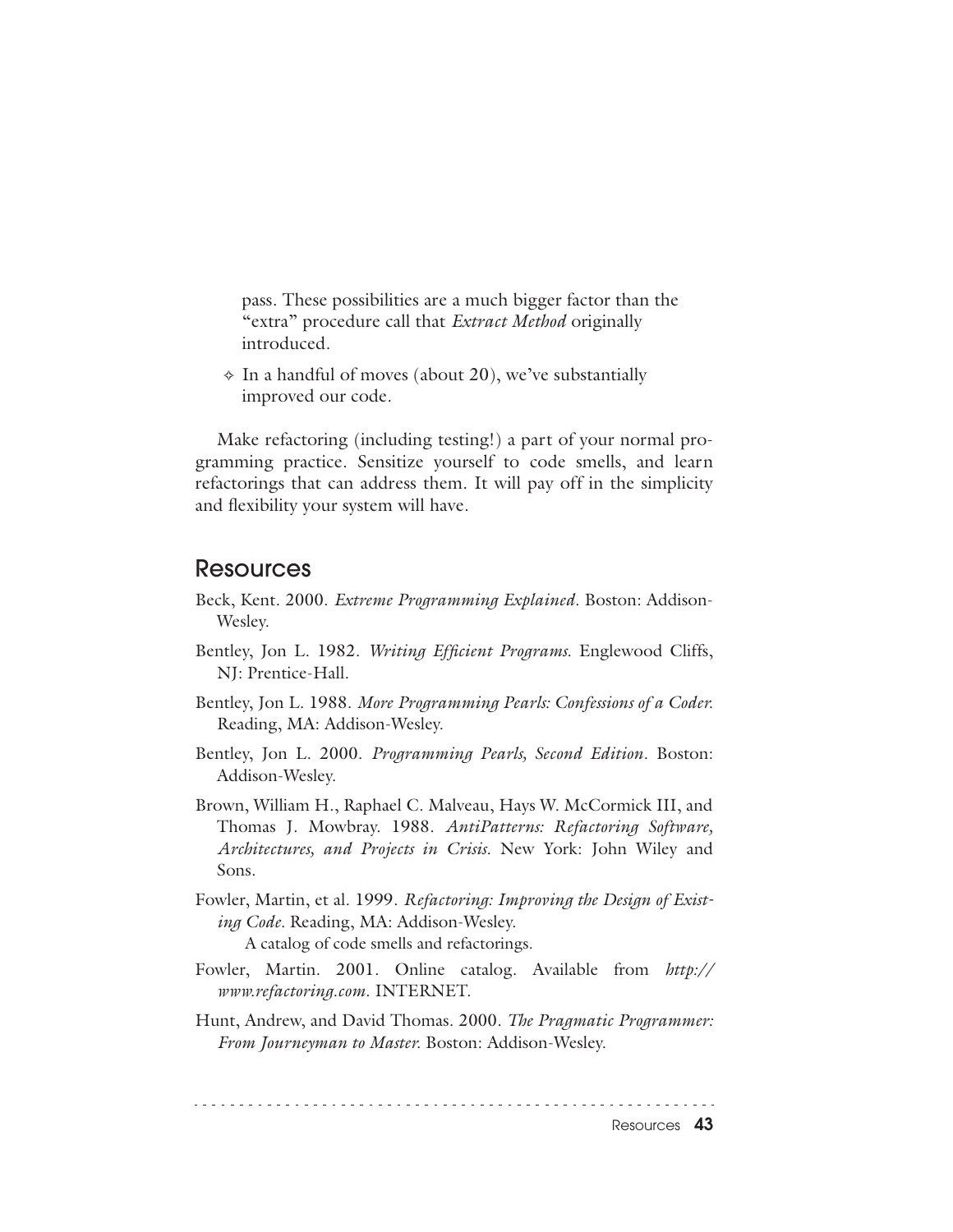pass. These possibilities are a much bigger factor than the "extra" procedure call that *Extract Method* originally introduced.

- In a handful of moves (about 20), we've substantially improved our code.

Make refactoring (including testing!) a part of your normal programming practice. Sensitize yourself to code smells, and learn refactorings that can address them. It will pay off in the simplicity and flexibility your system will have.

## Resources

Beck, Kent. 2000. *Extreme Programming Explained*. Boston: Addison-Wesley.

Bentley, Jon L. 1982. *Writing Efficient Programs*. Englewood Cliffs, NJ: Prentice-Hall.

Bentley, Jon L. 1988. *More Programming Pearls: Confessions of a Coder*. Reading, MA: Addison-Wesley.

Bentley, Jon L. 2000. *Programming Pearls, Second Edition*. Boston: Addison-Wesley.

Brown, William H., Raphael C. Malveau, Hays W. McCormick III, and Thomas J. Mowbray. 1988. *AntiPatterns: Refactoring Software, Architectures, and Projects in Crisis*. New York: John Wiley and Sons.

Fowler, Martin, et al. 1999. *Refactoring: Improving the Design of Existing Code*. Reading, MA: Addison-Wesley.
A catalog of code smells and refactorings.

Fowler, Martin. 2001. Online catalog. Available from *http://www.refactoring.com*. INTERNET.

Hunt, Andrew, and David Thomas. 2000. *The Pragmatic Programmer: From Journeyman to Master*. Boston: Addison-Wesley.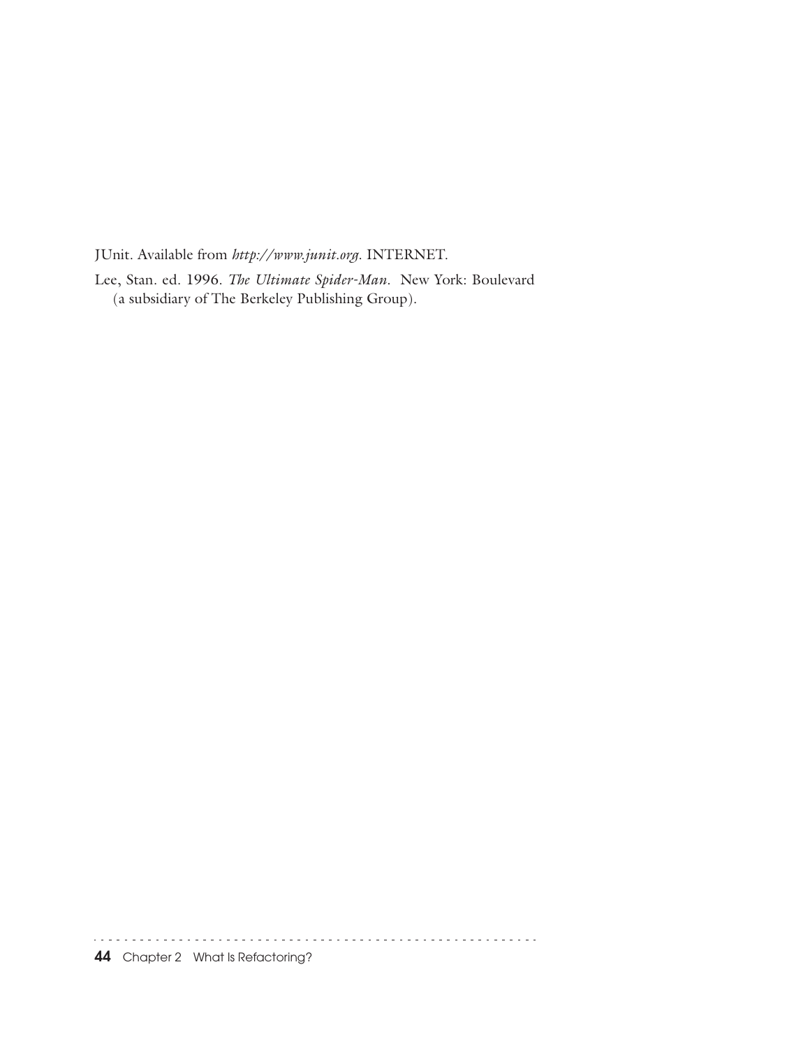JUnit. Available from *http://www.junit.org*. INTERNET.

Lee, Stan. ed. 1996. *The Ultimate Spider-Man*. New York: Boulevard (a subsidiary of The Berkeley Publishing Group).